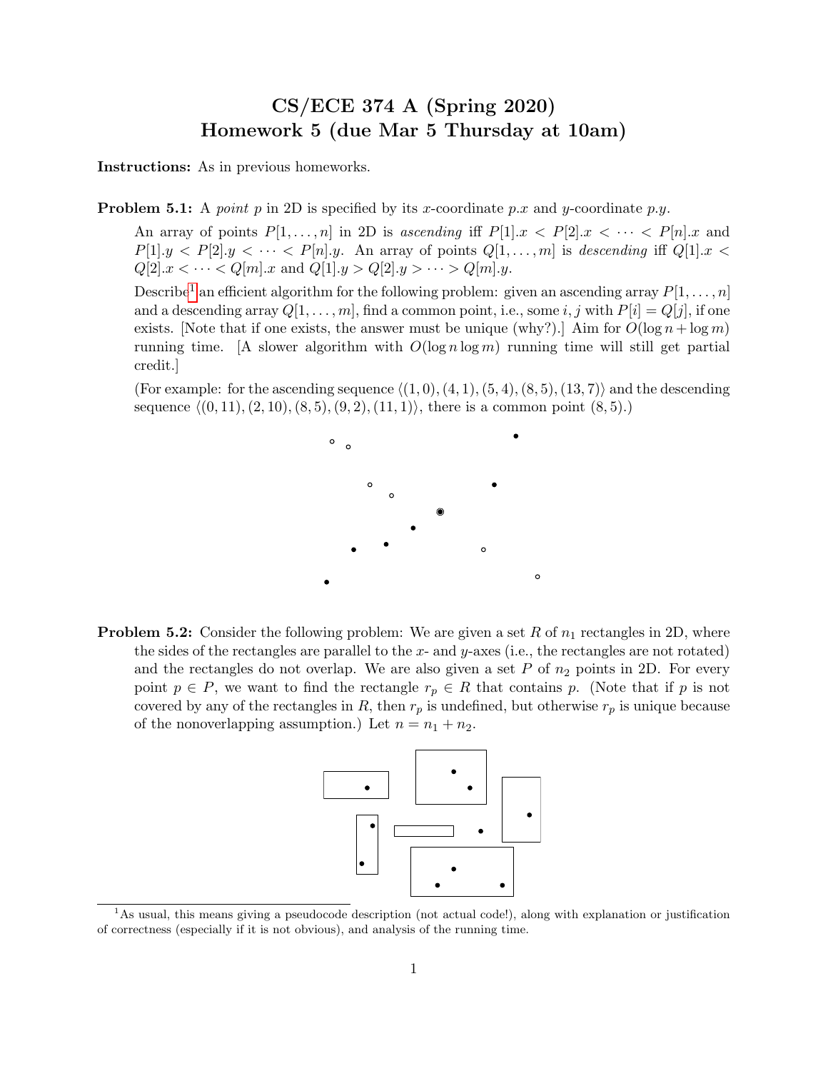# CS/ECE 374 A (Spring 2020)
# Homework 5 (due Mar 5 Thursday at 10am)

**Instructions:** As in previous homeworks.

**Problem 5.1:** A *point* $p$ in 2D is specified by its $x$-coordinate $p.x$ and $y$-coordinate $p.y$.

An array of points $P[1,\ldots,n]$ in 2D is *ascending* iff $P[1].x < P[2].x < \cdots < P[n].x$ and $P[1].y < P[2].y < \cdots < P[n].y$. An array of points $Q[1,\ldots,m]$ is *descending* iff $Q[1].x < Q[2].x < \cdots < Q[m].x$ and $Q[1].y > Q[2].y > \cdots > Q[m].y$.

Describe[1] an efficient algorithm for the following problem: given an ascending array $P[1,\ldots,n]$ and a descending array $Q[1,\ldots,m]$, find a common point, i.e., some $i,j$ with $P[i] = Q[j]$, if one exists. [Note that if one exists, the answer must be unique (why?).] Aim for $O(\log n + \log m)$ running time. [A slower algorithm with $O(\log n \log m)$ running time will still get partial credit.]

(For example: for the ascending sequence $\langle(1,0),(4,1),(5,4),(8,5),(13,7)\rangle$ and the descending sequence $\langle(0,11),(2,10),(8,5),(9,2),(11,1)\rangle$, there is a common point $(8,5)$.)

**Problem 5.2:** Consider the following problem: We are given a set $R$ of $n_1$ rectangles in 2D, where the sides of the rectangles are parallel to the $x$- and $y$-axes (i.e., the rectangles are not rotated) and the rectangles do not overlap. We are also given a set $P$ of $n_2$ points in 2D. For every point $p \in P$, we want to find the rectangle $r_p \in R$ that contains $p$. (Note that if $p$ is not covered by any of the rectangles in $R$, then $r_p$ is undefined, but otherwise $r_p$ is unique because of the nonoverlapping assumption.) Let $n = n_1 + n_2$.

[1] As usual, this means giving a pseudocode description (not actual code!), along with explanation or justification of correctness (especially if it is not obvious), and analysis of the running time.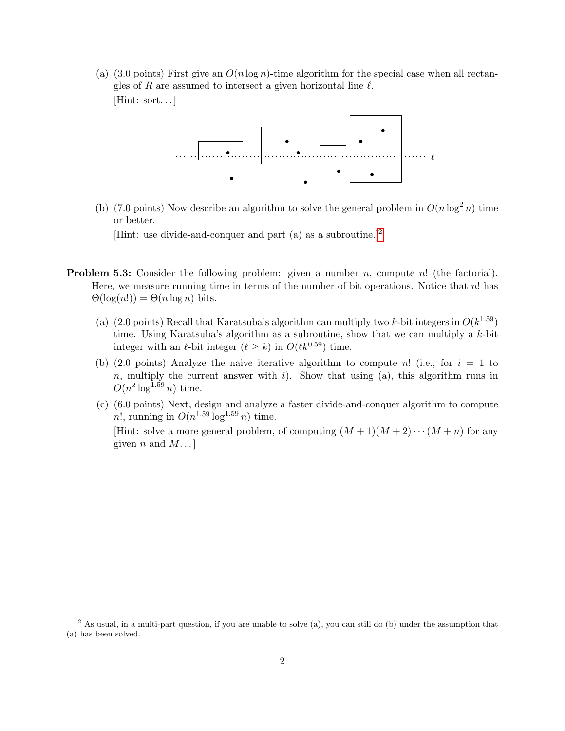(a) (3.0 points) First give an $O(n \log n)$-time algorithm for the special case when all rectangles of $R$ are assumed to intersect a given horizontal line $\ell$.

[Hint: sort...]

$\ell$

(b) (7.0 points) Now describe an algorithm to solve the general problem in $O(n \log^2 n)$ time or better.

[Hint: use divide-and-conquer and part (a) as a subroutine.][2]

**Problem 5.3:** Consider the following problem: given a number $n$, compute $n!$ (the factorial). Here, we measure running time in terms of the number of bit operations. Notice that $n!$ has $\Theta(\log(n!)) = \Theta(n \log n)$ bits.

(a) (2.0 points) Recall that Karatsuba's algorithm can multiply two $k$-bit integers in $O(k^{1.59})$ time. Using Karatsuba's algorithm as a subroutine, show that we can multiply a $k$-bit integer with an $\ell$-bit integer ($\ell \geq k$) in $O(\ell k^{0.59})$ time.

(b) (2.0 points) Analyze the naive iterative algorithm to compute $n!$ (i.e., for $i = 1$ to $n$, multiply the current answer with $i$). Show that using (a), this algorithm runs in $O(n^2 \log^{1.59} n)$ time.

(c) (6.0 points) Next, design and analyze a faster divide-and-conquer algorithm to compute $n!$, running in $O(n^{1.59} \log^{1.59} n)$ time.

[Hint: solve a more general problem, of computing $(M+1)(M+2)\cdots(M+n)$ for any given $n$ and $M$...]

[2] As usual, in a multi-part question, if you are unable to solve (a), you can still do (b) under the assumption that (a) has been solved.